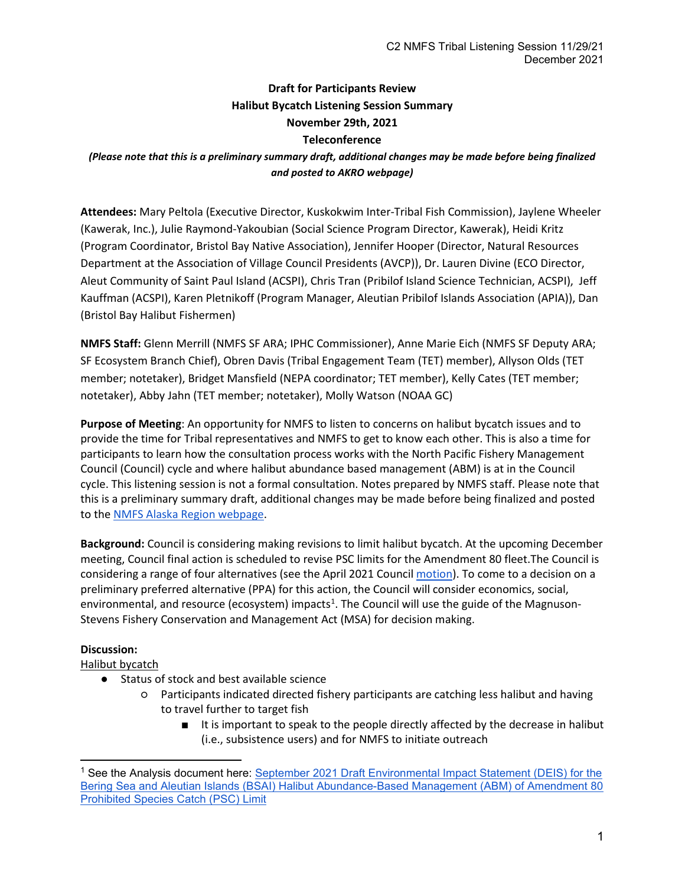**Draft for Participants Review**
**Halibut Bycatch Listening Session Summary**
**November 29th, 2021**
**Teleconference**

***(Please note that this is a preliminary summary draft, additional changes may be made before being finalized and posted to AKRO webpage)***

**Attendees:** Mary Peltola (Executive Director, Kuskokwim Inter-Tribal Fish Commission), Jaylene Wheeler (Kawerak, Inc.), Julie Raymond-Yakoubian (Social Science Program Director, Kawerak), Heidi Kritz (Program Coordinator, Bristol Bay Native Association), Jennifer Hooper (Director, Natural Resources Department at the Association of Village Council Presidents (AVCP)), Dr. Lauren Divine (ECO Director, Aleut Community of Saint Paul Island (ACSPI), Chris Tran (Pribilof Island Science Technician, ACSPI), Jeff Kauffman (ACSPI), Karen Pletnikoff (Program Manager, Aleutian Pribilof Islands Association (APIA)), Dan (Bristol Bay Halibut Fishermen)

**NMFS Staff:** Glenn Merrill (NMFS SF ARA; IPHC Commissioner), Anne Marie Eich (NMFS SF Deputy ARA; SF Ecosystem Branch Chief), Obren Davis (Tribal Engagement Team (TET) member), Allyson Olds (TET member; notetaker), Bridget Mansfield (NEPA coordinator; TET member), Kelly Cates (TET member; notetaker), Abby Jahn (TET member; notetaker), Molly Watson (NOAA GC)

**Purpose of Meeting**: An opportunity for NMFS to listen to concerns on halibut bycatch issues and to provide the time for Tribal representatives and NMFS to get to know each other. This is also a time for participants to learn how the consultation process works with the North Pacific Fishery Management Council (Council) cycle and where halibut abundance based management (ABM) is at in the Council cycle. This listening session is not a formal consultation. Notes prepared by NMFS staff. Please note that this is a preliminary summary draft, additional changes may be made before being finalized and posted to the NMFS Alaska Region webpage.

**Background:** Council is considering making revisions to limit halibut bycatch. At the upcoming December meeting, Council final action is scheduled to revise PSC limits for the Amendment 80 fleet.The Council is considering a range of four alternatives (see the April 2021 Council motion). To come to a decision on a preliminary preferred alternative (PPA) for this action, the Council will consider economics, social, environmental, and resource (ecosystem) impacts[1]. The Council will use the guide of the Magnuson-Stevens Fishery Conservation and Management Act (MSA) for decision making.

**Discussion:**

Halibut bycatch

- Status of stock and best available science
  - Participants indicated directed fishery participants are catching less halibut and having to travel further to target fish
    - It is important to speak to the people directly affected by the decrease in halibut (i.e., subsistence users) and for NMFS to initiate outreach

[1] See the Analysis document here: September 2021 Draft Environmental Impact Statement (DEIS) for the Bering Sea and Aleutian Islands (BSAI) Halibut Abundance-Based Management (ABM) of Amendment 80 Prohibited Species Catch (PSC) Limit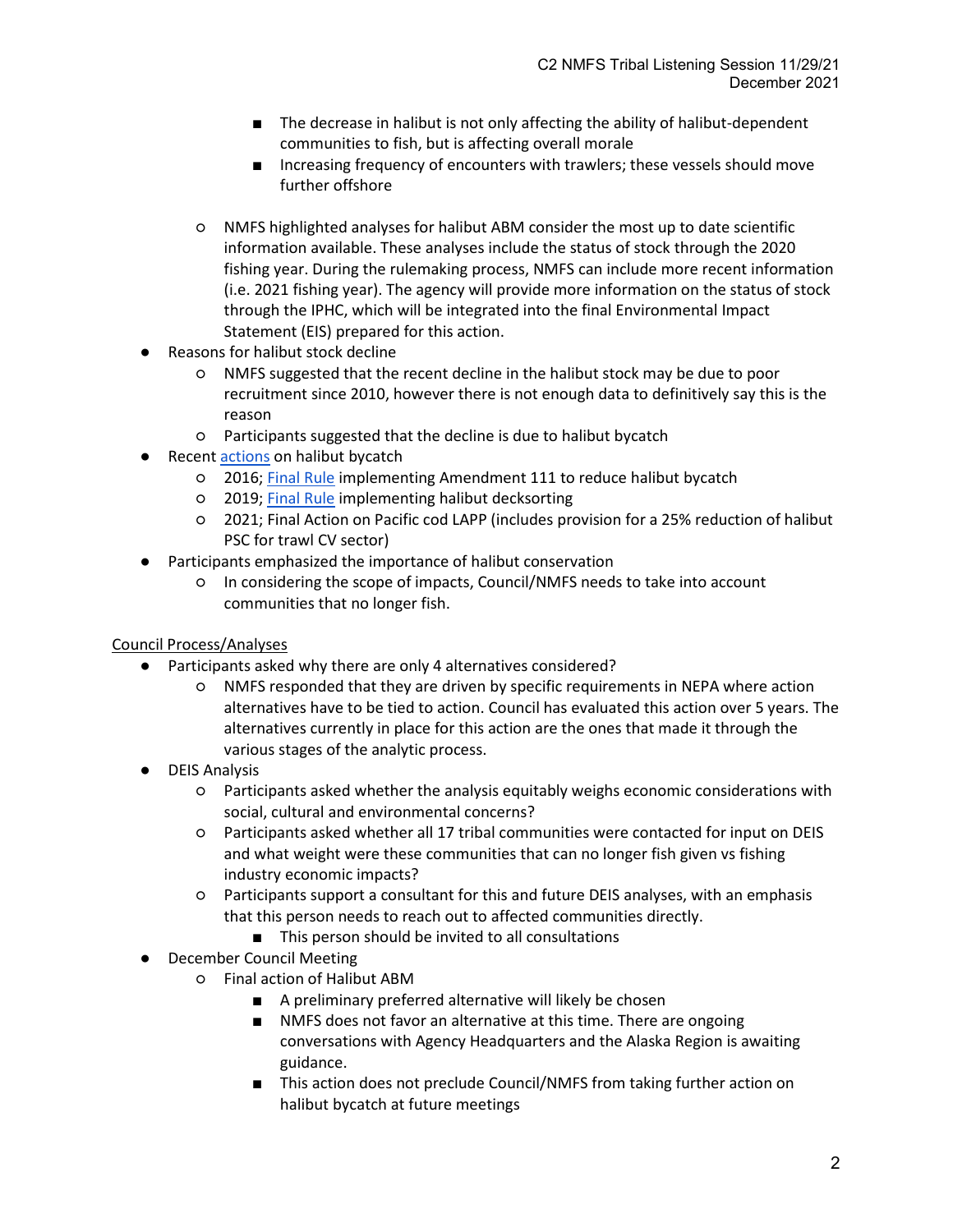- The decrease in halibut is not only affecting the ability of halibut-dependent communities to fish, but is affecting overall morale
        - Increasing frequency of encounters with trawlers; these vessels should move further offshore

    - NMFS highlighted analyses for halibut ABM consider the most up to date scientific information available. These analyses include the status of stock through the 2020 fishing year. During the rulemaking process, NMFS can include more recent information (i.e. 2021 fishing year). The agency will provide more information on the status of stock through the IPHC, which will be integrated into the final Environmental Impact Statement (EIS) prepared for this action.
- Reasons for halibut stock decline
    - NMFS suggested that the recent decline in the halibut stock may be due to poor recruitment since 2010, however there is not enough data to definitively say this is the reason
    - Participants suggested that the decline is due to halibut bycatch
- Recent actions on halibut bycatch
    - 2016; Final Rule implementing Amendment 111 to reduce halibut bycatch
    - 2019; Final Rule implementing halibut decksorting
    - 2021; Final Action on Pacific cod LAPP (includes provision for a 25% reduction of halibut PSC for trawl CV sector)
- Participants emphasized the importance of halibut conservation
    - In considering the scope of impacts, Council/NMFS needs to take into account communities that no longer fish.

<u>Council Process/Analyses</u>

- Participants asked why there are only 4 alternatives considered?
    - NMFS responded that they are driven by specific requirements in NEPA where action alternatives have to be tied to action. Council has evaluated this action over 5 years. The alternatives currently in place for this action are the ones that made it through the various stages of the analytic process.
- DEIS Analysis
    - Participants asked whether the analysis equitably weighs economic considerations with social, cultural and environmental concerns?
    - Participants asked whether all 17 tribal communities were contacted for input on DEIS and what weight were these communities that can no longer fish given vs fishing industry economic impacts?
    - Participants support a consultant for this and future DEIS analyses, with an emphasis that this person needs to reach out to affected communities directly.
        - This person should be invited to all consultations
- December Council Meeting
    - Final action of Halibut ABM
        - A preliminary preferred alternative will likely be chosen
        - NMFS does not favor an alternative at this time. There are ongoing conversations with Agency Headquarters and the Alaska Region is awaiting guidance.
        - This action does not preclude Council/NMFS from taking further action on halibut bycatch at future meetings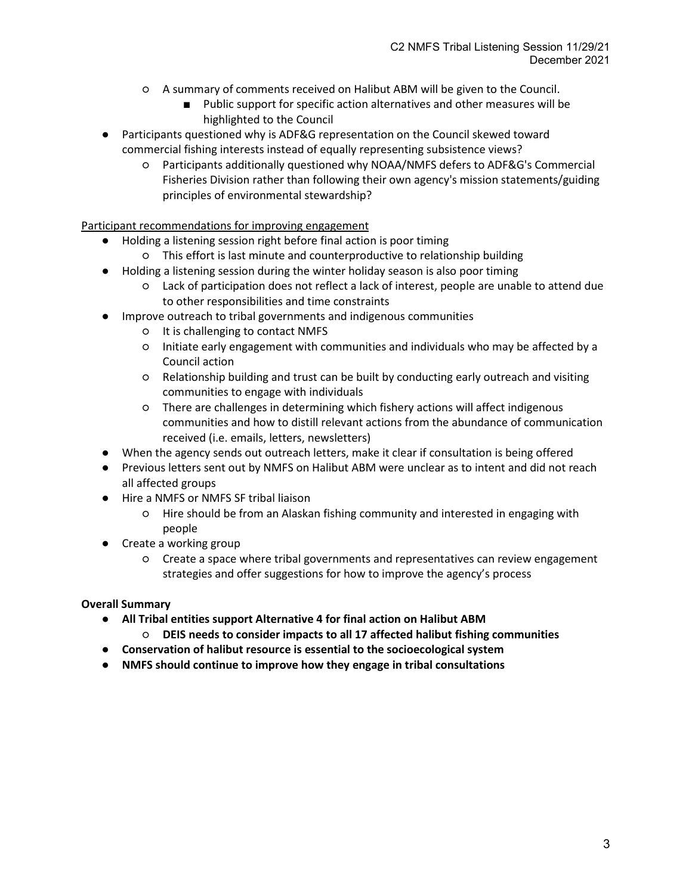- A summary of comments received on Halibut ABM will be given to the Council.
  - Public support for specific action alternatives and other measures will be highlighted to the Council
- Participants questioned why is ADF&G representation on the Council skewed toward commercial fishing interests instead of equally representing subsistence views?
  - Participants additionally questioned why NOAA/NMFS defers to ADF&G's Commercial Fisheries Division rather than following their own agency's mission statements/guiding principles of environmental stewardship?

<u>Participant recommendations for improving engagement</u>

- Holding a listening session right before final action is poor timing
  - This effort is last minute and counterproductive to relationship building
- Holding a listening session during the winter holiday season is also poor timing
  - Lack of participation does not reflect a lack of interest, people are unable to attend due to other responsibilities and time constraints
- Improve outreach to tribal governments and indigenous communities
  - It is challenging to contact NMFS
  - Initiate early engagement with communities and individuals who may be affected by a Council action
  - Relationship building and trust can be built by conducting early outreach and visiting communities to engage with individuals
  - There are challenges in determining which fishery actions will affect indigenous communities and how to distill relevant actions from the abundance of communication received (i.e. emails, letters, newsletters)
- When the agency sends out outreach letters, make it clear if consultation is being offered
- Previous letters sent out by NMFS on Halibut ABM were unclear as to intent and did not reach all affected groups
- Hire a NMFS or NMFS SF tribal liaison
  - Hire should be from an Alaskan fishing community and interested in engaging with people
- Create a working group
  - Create a space where tribal governments and representatives can review engagement strategies and offer suggestions for how to improve the agency's process

**Overall Summary**

- **All Tribal entities support Alternative 4 for final action on Halibut ABM**
  - **DEIS needs to consider impacts to all 17 affected halibut fishing communities**
- **Conservation of halibut resource is essential to the socioecological system**
- **NMFS should continue to improve how they engage in tribal consultations**